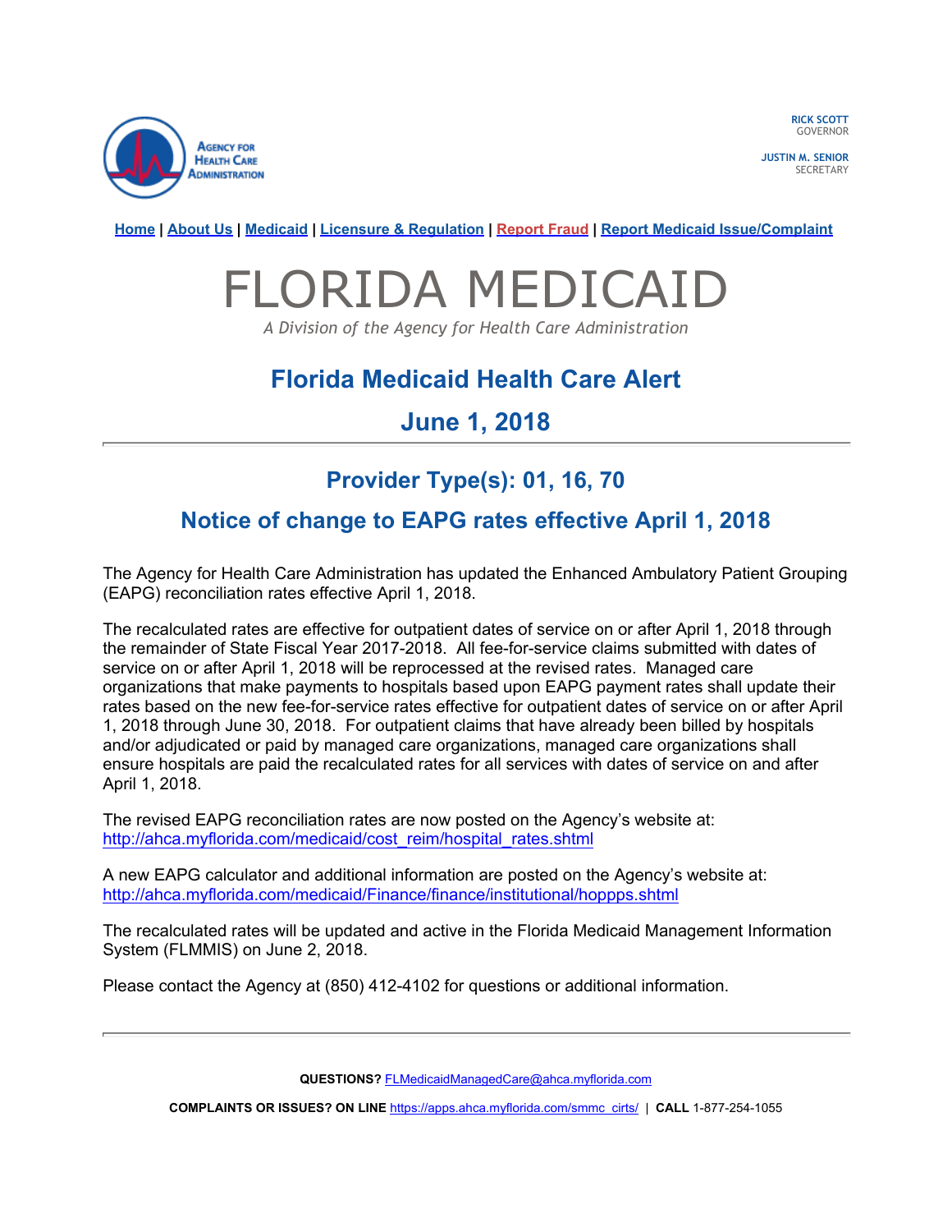Agency for Health Care Administration

**RICK SCOTT**
GOVERNOR

**JUSTIN M. SENIOR**
SECRETARY

**Home** | **About Us** | **Medicaid** | **Licensure & Regulation** | **Report Fraud** | **Report Medicaid Issue/Complaint**

# FLORIDA MEDICAID

*A Division of the Agency for Health Care Administration*

## Florida Medicaid Health Care Alert

## June 1, 2018

---

## Provider Type(s): 01, 16, 70

## Notice of change to EAPG rates effective April 1, 2018

The Agency for Health Care Administration has updated the Enhanced Ambulatory Patient Grouping (EAPG) reconciliation rates effective April 1, 2018.

The recalculated rates are effective for outpatient dates of service on or after April 1, 2018 through the remainder of State Fiscal Year 2017-2018. All fee-for-service claims submitted with dates of service on or after April 1, 2018 will be reprocessed at the revised rates. Managed care organizations that make payments to hospitals based upon EAPG payment rates shall update their rates based on the new fee-for-service rates effective for outpatient dates of service on or after April 1, 2018 through June 30, 2018. For outpatient claims that have already been billed by hospitals and/or adjudicated or paid by managed care organizations, managed care organizations shall ensure hospitals are paid the recalculated rates for all services with dates of service on and after April 1, 2018.

The revised EAPG reconciliation rates are now posted on the Agency's website at:
http://ahca.myflorida.com/medicaid/cost_reim/hospital_rates.shtml

A new EAPG calculator and additional information are posted on the Agency's website at:
http://ahca.myflorida.com/medicaid/Finance/finance/institutional/hoppps.shtml

The recalculated rates will be updated and active in the Florida Medicaid Management Information System (FLMMIS) on June 2, 2018.

Please contact the Agency at (850) 412-4102 for questions or additional information.

---

**QUESTIONS?** FLMedicaidManagedCare@ahca.myflorida.com

**COMPLAINTS OR ISSUES? ON LINE** https://apps.ahca.myflorida.com/smmc_cirts/ | **CALL** 1-877-254-1055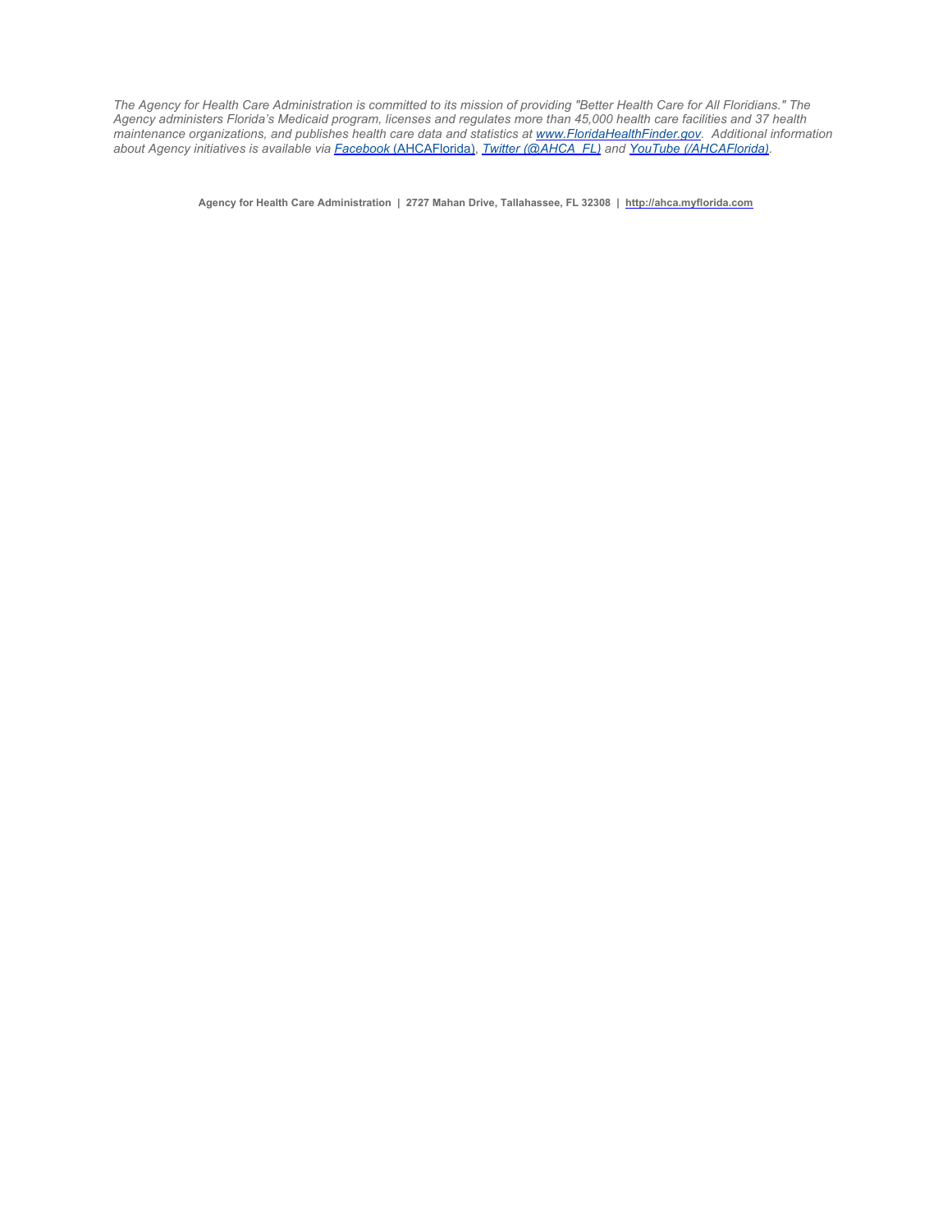*The Agency for Health Care Administration is committed to its mission of providing "Better Health Care for All Floridians." The Agency administers Florida's Medicaid program, licenses and regulates more than 45,000 health care facilities and 37 health maintenance organizations, and publishes health care data and statistics at [www.FloridaHealthFinder.gov](http://www.FloridaHealthFinder.gov). Additional information about Agency initiatives is available via [Facebook (AHCAFlorida)](https://www.facebook.com/AHCAFlorida), [Twitter (@AHCA_FL)](https://twitter.com/AHCA_FL) and [YouTube (/AHCAFlorida)](https://www.youtube.com/AHCAFlorida).*

**Agency for Health Care Administration | 2727 Mahan Drive, Tallahassee, FL 32308 | [http://ahca.myflorida.com](http://ahca.myflorida.com)**